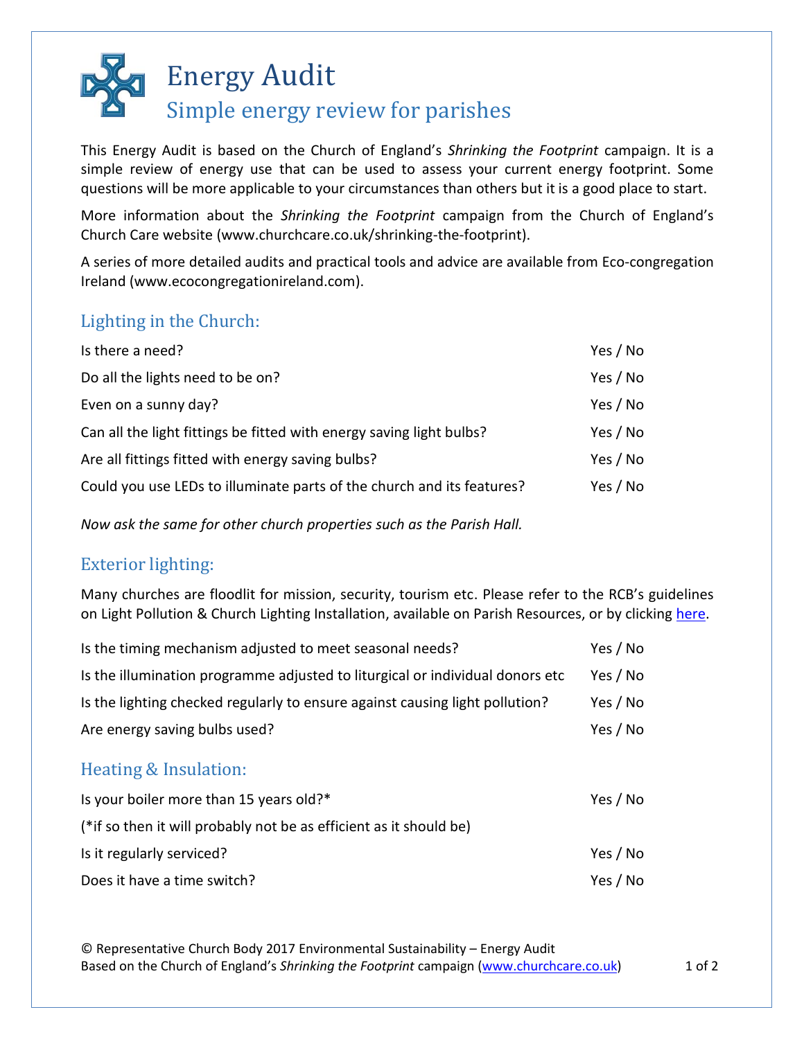# Energy Audit

## Simple energy review for parishes

This Energy Audit is based on the Church of England's *Shrinking the Footprint* campaign. It is a simple review of energy use that can be used to assess your current energy footprint. Some questions will be more applicable to your circumstances than others but it is a good place to start.

More information about the *Shrinking the Footprint* campaign from the Church of England's Church Care website (www.churchcare.co.uk/shrinking-the-footprint).

A series of more detailed audits and practical tools and advice are available from Eco-congregation Ireland (www.ecocongregationireland.com).

### Lighting in the Church:

| | |
|---|---|
| Is there a need? | Yes / No |
| Do all the lights need to be on? | Yes / No |
| Even on a sunny day? | Yes / No |
| Can all the light fittings be fitted with energy saving light bulbs? | Yes / No |
| Are all fittings fitted with energy saving bulbs? | Yes / No |
| Could you use LEDs to illuminate parts of the church and its features? | Yes / No |

*Now ask the same for other church properties such as the Parish Hall.*

### Exterior lighting:

Many churches are floodlit for mission, security, tourism etc. Please refer to the RCB's guidelines on Light Pollution & Church Lighting Installation, available on Parish Resources, or by clicking here.

| | |
|---|---|
| Is the timing mechanism adjusted to meet seasonal needs? | Yes / No |
| Is the illumination programme adjusted to liturgical or individual donors etc | Yes / No |
| Is the lighting checked regularly to ensure against causing light pollution? | Yes / No |
| Are energy saving bulbs used? | Yes / No |

### Heating & Insulation:

| | |
|---|---|
| Is your boiler more than 15 years old?* | Yes / No |
| (*if so then it will probably not be as efficient as it should be) | |
| Is it regularly serviced? | Yes / No |
| Does it have a time switch? | Yes / No |

© Representative Church Body 2017 Environmental Sustainability – Energy Audit
Based on the Church of England's *Shrinking the Footprint* campaign (www.churchcare.co.uk)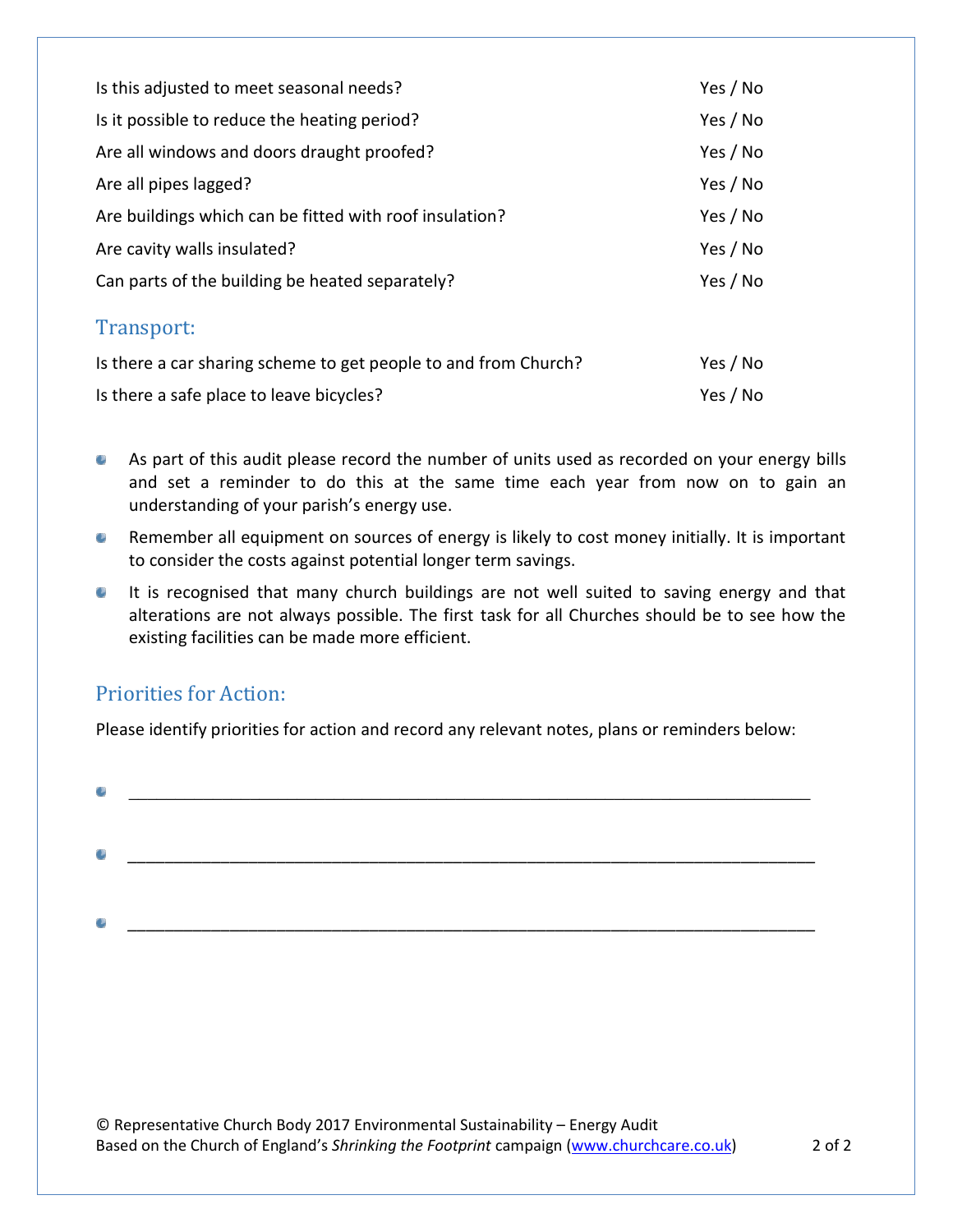| | |
|---|---|
| Is this adjusted to meet seasonal needs? | Yes / No |
| Is it possible to reduce the heating period? | Yes / No |
| Are all windows and doors draught proofed? | Yes / No |
| Are all pipes lagged? | Yes / No |
| Are buildings which can be fitted with roof insulation? | Yes / No |
| Are cavity walls insulated? | Yes / No |
| Can parts of the building be heated separately? | Yes / No |

## Transport:

| | |
|---|---|
| Is there a car sharing scheme to get people to and from Church? | Yes / No |
| Is there a safe place to leave bicycles? | Yes / No |

- As part of this audit please record the number of units used as recorded on your energy bills and set a reminder to do this at the same time each year from now on to gain an understanding of your parish's energy use.
- Remember all equipment on sources of energy is likely to cost money initially. It is important to consider the costs against potential longer term savings.
- It is recognised that many church buildings are not well suited to saving energy and that alterations are not always possible. The first task for all Churches should be to see how the existing facilities can be made more efficient.

## Priorities for Action:

Please identify priorities for action and record any relevant notes, plans or reminders below:

- ___________________________________________________________________________
- ___________________________________________________________________________
- ___________________________________________________________________________

© Representative Church Body 2017 Environmental Sustainability – Energy Audit
Based on the Church of England's *Shrinking the Footprint* campaign (www.churchcare.co.uk)